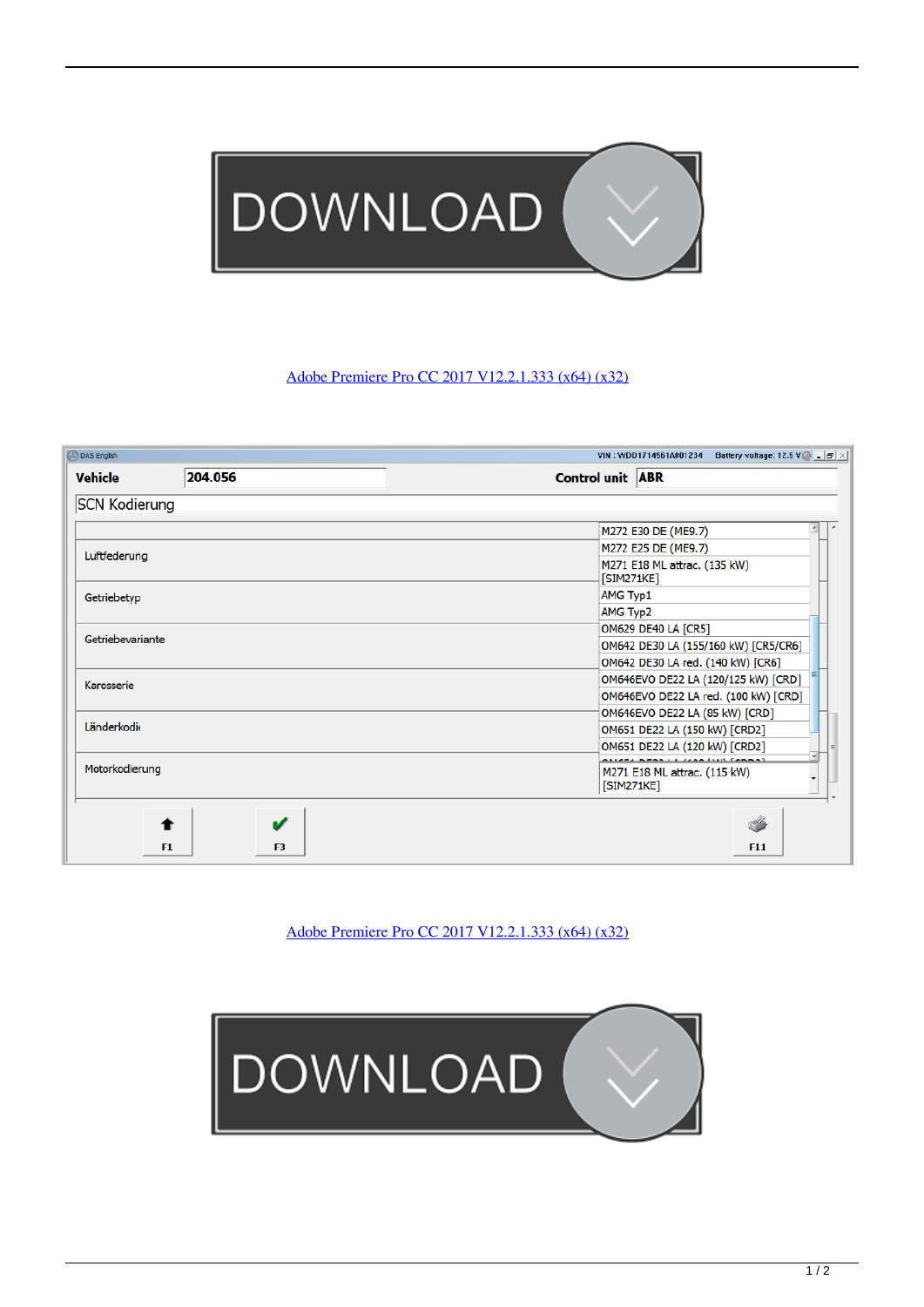Adobe Premiere Pro CC 2017 V12.2.1.333 (x64) (x32)

Adobe Premiere Pro CC 2017 V12.2.1.333 (x64) (x32)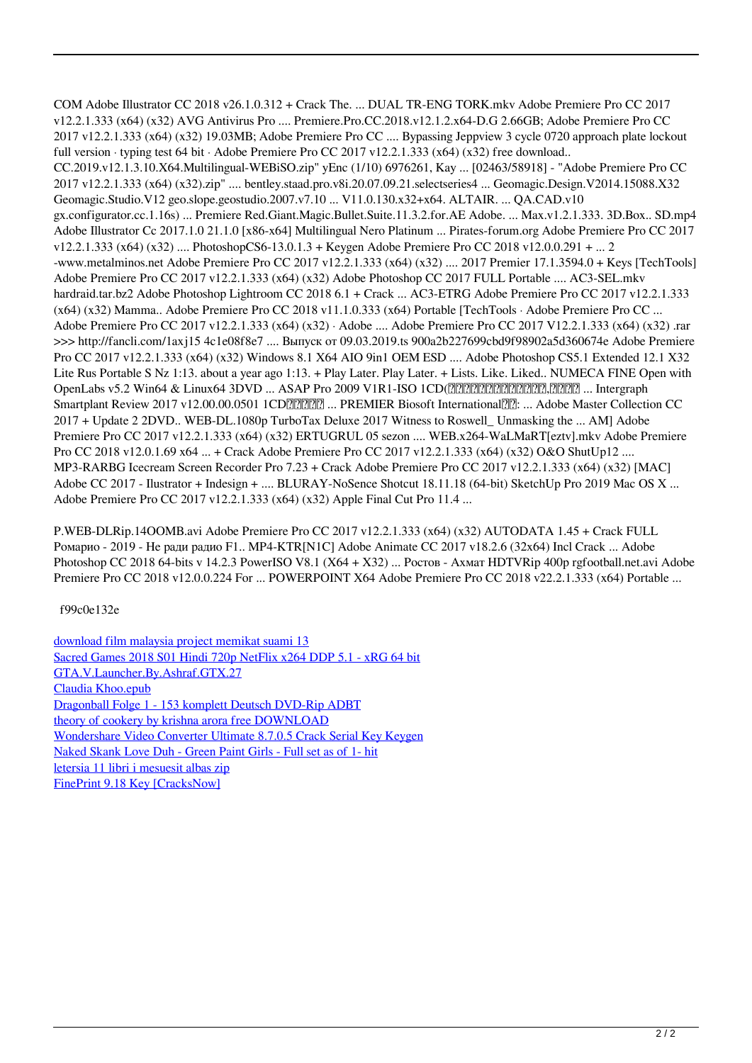COM Adobe Illustrator CC 2018 v26.1.0.312 + Crack The. ... DUAL TR-ENG TORK.mkv Adobe Premiere Pro CC 2017 v12.2.1.333 (x64) (x32) AVG Antivirus Pro .... Premiere.Pro.CC.2018.v12.1.2.x64-D.G 2.66GB; Adobe Premiere Pro CC 2017 v12.2.1.333 (x64) (x32) 19.03MB; Adobe Premiere Pro CC .... Bypassing Jeppview 3 cycle 0720 approach plate lockout full version · typing test 64 bit · Adobe Premiere Pro CC 2017 v12.2.1.333 (x64) (x32) free download.. CC.2019.v12.1.3.10.X64.Multilingual-WEBiSO.zip" yEnc (1/10) 6976261, Kay ... [02463/58918] - "Adobe Premiere Pro CC 2017 v12.2.1.333 (x64) (x32).zip" .... bentley.staad.pro.v8i.20.07.09.21.selectseries4 ... Geomagic.Design.V2014.15088.X32 Geomagic.Studio.V12 geo.slope.geostudio.2007.v7.10 ... V11.0.130.x32+x64. ALTAIR. ... QA.CAD.v10 gx.configurator.cc.1.16s) ... Premiere Red.Giant.Magic.Bullet.Suite.11.3.2.for.AE Adobe. ... Max.v1.2.1.333. 3D.Box.. SD.mp4 Adobe Illustrator Cc 2017.1.0 21.1.0 [x86-x64] Multilingual Nero Platinum ... Pirates-forum.org Adobe Premiere Pro CC 2017 v12.2.1.333 (x64) (x32) .... PhotoshopCS6-13.0.1.3 + Keygen Adobe Premiere Pro CC 2018 v12.0.0.291 + ... 2 -www.metalminos.net Adobe Premiere Pro CC 2017 v12.2.1.333 (x64) (x32) .... 2017 Premier 17.1.3594.0 + Keys [TechTools] Adobe Premiere Pro CC 2017 v12.2.1.333 (x64) (x32) Adobe Photoshop CC 2017 FULL Portable .... AC3-SEL.mkv hardraid.tar.bz2 Adobe Photoshop Lightroom CC 2018 6.1 + Crack ... AC3-ETRG Adobe Premiere Pro CC 2017 v12.2.1.333 (x64) (x32) Mamma.. Adobe Premiere Pro CC 2018 v11.1.0.333 (x64) Portable [TechTools · Adobe Premiere Pro CC ... Adobe Premiere Pro CC 2017 v12.2.1.333 (x64) (x32) · Adobe .... Adobe Premiere Pro CC 2017 V12.2.1.333 (x64) (x32) .rar >>> http://fancli.com/1axj15 4c1e08f8e7 .... Выпуск от 09.03.2019.ts 900a2b227699cbd9f98902a5d360674e Adobe Premiere Pro CC 2017 v12.2.1.333 (x64) (x32) Windows 8.1 X64 AIO 9in1 OEM ESD .... Adobe Photoshop CS5.1 Extended 12.1 X32 Lite Rus Portable S Nz 1:13. about a year ago 1:13. + Play Later. Play Later. + Lists. Like. Liked.. NUMECA FINE Open with OpenLabs v5.2 Win64 & Linux64 3DVD ... ASAP Pro 2009 V1R1-ISO 1CD(??????????????.????? ... Intergraph Smartplant Review 2017 v12.00.00.0501 1CD????? ... PREMIER Biosoft International??: ... Adobe Master Collection CC 2017 + Update 2 2DVD.. WEB-DL.1080p TurboTax Deluxe 2017 Witness to Roswell_ Unmasking the ... AM] Adobe Premiere Pro CC 2017 v12.2.1.333 (x64) (x32) ERTUGRUL 05 sezon .... WEB.x264-WaLMaRT[eztv].mkv Adobe Premiere Pro CC 2018 v12.0.1.69 x64 ... + Crack Adobe Premiere Pro CC 2017 v12.2.1.333 (x64) (x32) O&O ShutUp12 .... MP3-RARBG Icecream Screen Recorder Pro 7.23 + Crack Adobe Premiere Pro CC 2017 v12.2.1.333 (x64) (x32) [MAC] Adobe CC 2017 - Ilustrator + Indesign + .... BLURAY-NoSence Shotcut 18.11.18 (64-bit) SketchUp Pro 2019 Mac OS X ... Adobe Premiere Pro CC 2017 v12.2.1.333 (x64) (x32) Apple Final Cut Pro 11.4 ...

P.WEB-DLRip.14OOMB.avi Adobe Premiere Pro CC 2017 v12.2.1.333 (x64) (x32) AUTODATA 1.45 + Crack FULL Ромарио - 2019 - Не ради радио F1.. MP4-KTR[N1C] Adobe Animate CC 2017 v18.2.6 (32x64) Incl Crack ... Adobe Photoshop CC 2018 64-bits v 14.2.3 PowerISO V8.1 (X64 + X32) ... Ростов - Ахмат HDTVRip 400p rgfootball.net.avi Adobe Premiere Pro CC 2018 v12.0.0.224 For ... POWERPOINT X64 Adobe Premiere Pro CC 2018 v22.2.1.333 (x64) Portable ...

f99c0e132e

[download film malaysia project memikat suami 13]()
[Sacred Games 2018 S01 Hindi 720p NetFlix x264 DDP 5.1 - xRG 64 bit]()
[GTA.V.Launcher.By.Ashraf.GTX.27]()
[Claudia Khoo.epub]()
[Dragonball Folge 1 - 153 komplett Deutsch DVD-Rip ADBT]()
[theory of cookery by krishna arora free DOWNLOAD]()
[Wondershare Video Converter Ultimate 8.7.0.5 Crack Serial Key Keygen]()
[Naked Skank Love Duh - Green Paint Girls - Full set as of 1- hit]()
[letersia 11 libri i mesuesit albas zip]()
[FinePrint 9.18 Key [CracksNow]]()